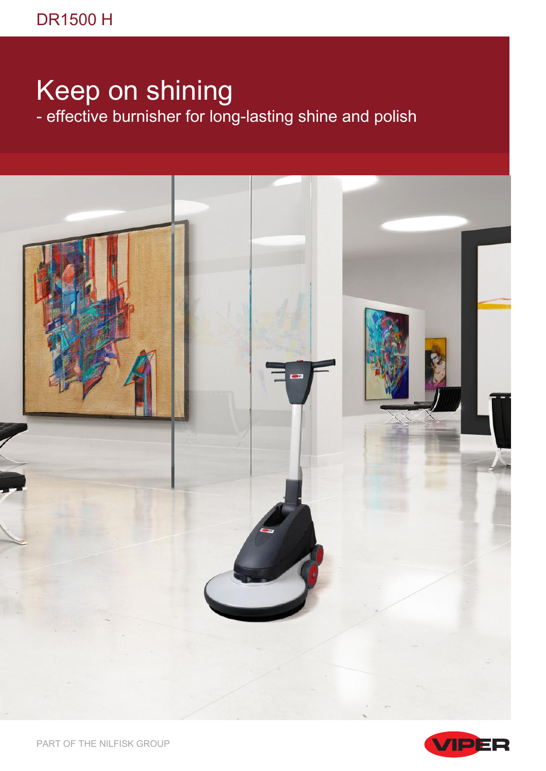DR1500 H

# Keep on shining

- effective burnisher for long-lasting shine and polish

PART OF THE NILFISK GROUP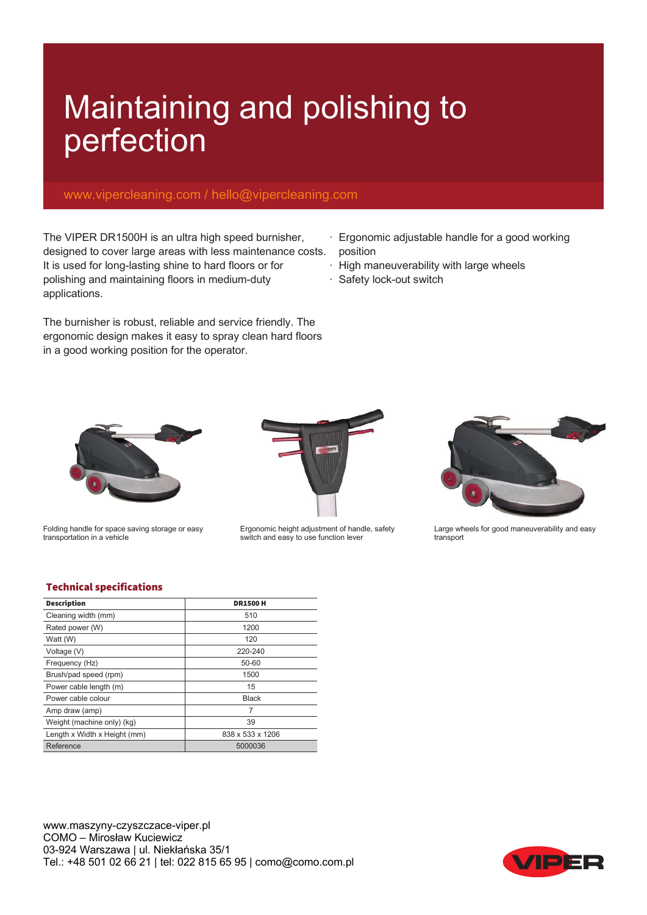# Maintaining and polishing to perfection

www.vipercleaning.com / hello@vipercleaning.com

The VIPER DR1500H is an ultra high speed burnisher, designed to cover large areas with less maintenance costs. It is used for long-lasting shine to hard floors or for polishing and maintaining floors in medium-duty applications.

The burnisher is robust, reliable and service friendly. The ergonomic design makes it easy to spray clean hard floors in a good working position for the operator.

- Ergonomic adjustable handle for a good working position
- High maneuverability with large wheels
- Safety lock-out switch

Folding handle for space saving storage or easy transportation in a vehicle

Ergonomic height adjustment of handle, safety switch and easy to use function lever

Large wheels for good maneuverability and easy transport

## Technical specifications

| Description | DR1500 H |
|---|---|
| Cleaning width (mm) | 510 |
| Rated power (W) | 1200 |
| Watt (W) | 120 |
| Voltage (V) | 220-240 |
| Frequency (Hz) | 50-60 |
| Brush/pad speed (rpm) | 1500 |
| Power cable length (m) | 15 |
| Power cable colour | Black |
| Amp draw (amp) | 7 |
| Weight (machine only) (kg) | 39 |
| Length x Width x Height (mm) | 838 x 533 x 1206 |
| Reference | 5000036 |

www.maszyny-czyszczace-viper.pl
COMO – Mirosław Kuciewicz
03-924 Warszawa | ul. Niekłańska 35/1
Tel.: +48 501 02 66 21 | tel: 022 815 65 95 | como@como.com.pl